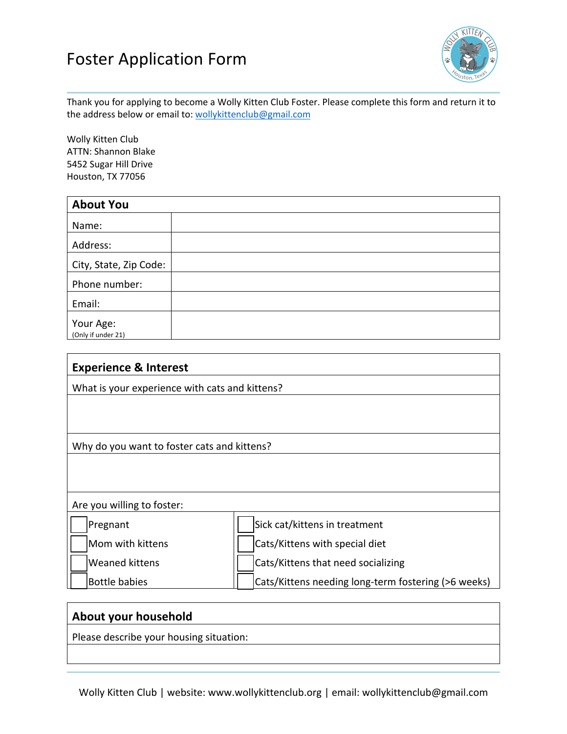# Foster Application Form

Thank you for applying to become a Wolly Kitten Club Foster. Please complete this form and return it to the address below or email to: wollykittenclub@gmail.com

Wolly Kitten Club
ATTN: Shannon Blake
5452 Sugar Hill Drive
Houston, TX 77056

| About You | |
|---|---|
| Name: | |
| Address: | |
| City, State, Zip Code: | |
| Phone number: | |
| Email: | |
| Your Age: (Only if under 21) | |

## Experience & Interest

What is your experience with cats and kittens?

Why do you want to foster cats and kittens?

Are you willing to foster:

| | |
|---|---|
| ☐ Pregnant | ☐ Sick cat/kittens in treatment |
| ☐ Mom with kittens | ☐ Cats/Kittens with special diet |
| ☐ Weaned kittens | ☐ Cats/Kittens that need socializing |
| ☐ Bottle babies | ☐ Cats/Kittens needing long-term fostering (>6 weeks) |

## About your household

Please describe your housing situation:

Wolly Kitten Club | website: www.wollykittenclub.org | email: wollykittenclub@gmail.com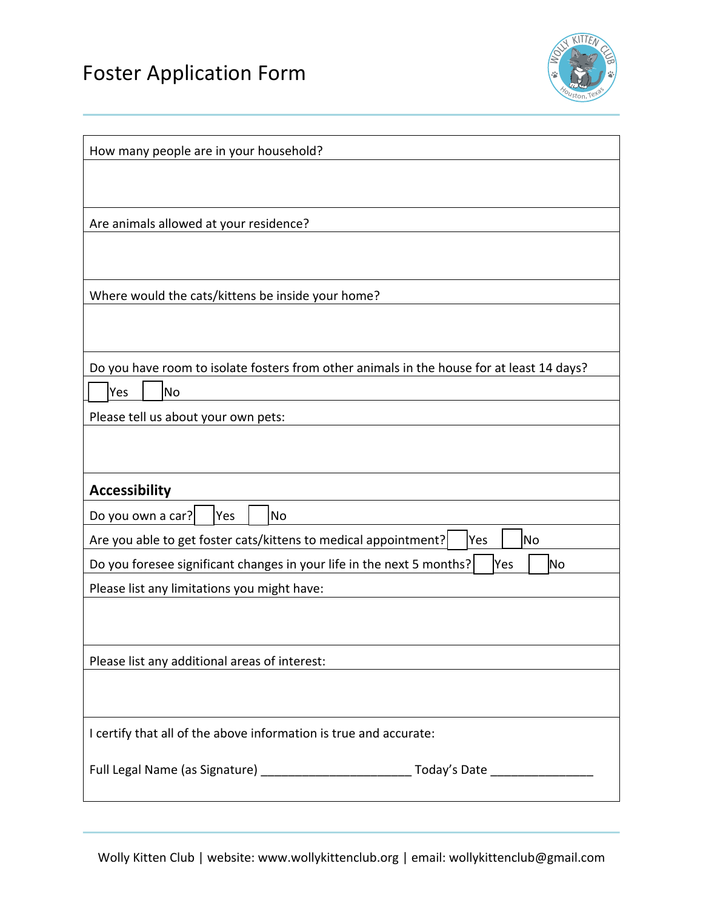# Foster Application Form

How many people are in your household?

Are animals allowed at your residence?

Where would the cats/kittens be inside your home?

Do you have room to isolate fosters from other animals in the house for at least 14 days?

☐ Yes ☐ No

Please tell us about your own pets:

## Accessibility

Do you own a car? ☐ Yes ☐ No

Are you able to get foster cats/kittens to medical appointment? ☐ Yes ☐ No

Do you foresee significant changes in your life in the next 5 months? ☐ Yes ☐ No

Please list any limitations you might have:

Please list any additional areas of interest:

I certify that all of the above information is true and accurate:

Full Legal Name (as Signature) ______________________ Today's Date _______________

Wolly Kitten Club | website: www.wollykittenclub.org | email: wollykittenclub@gmail.com